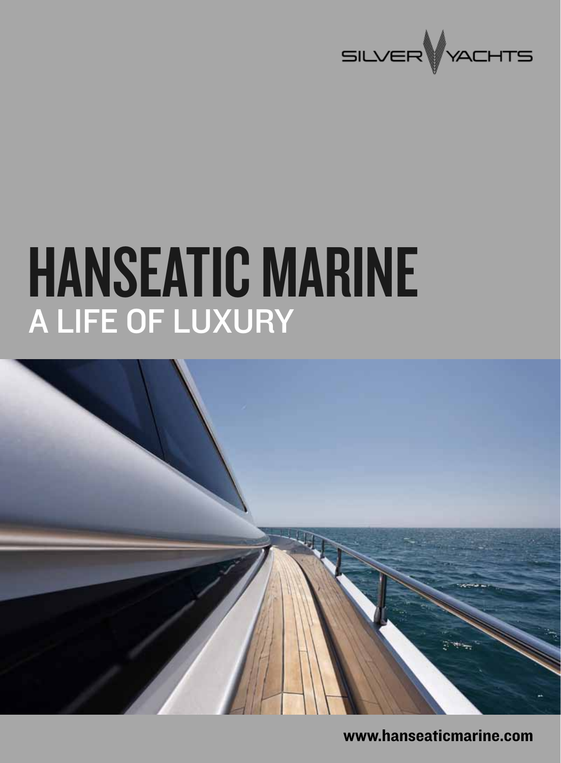SILVER YACHTS

# HANSEATIC MARINE

## A LIFE OF LUXURY

www.hanseaticmarine.com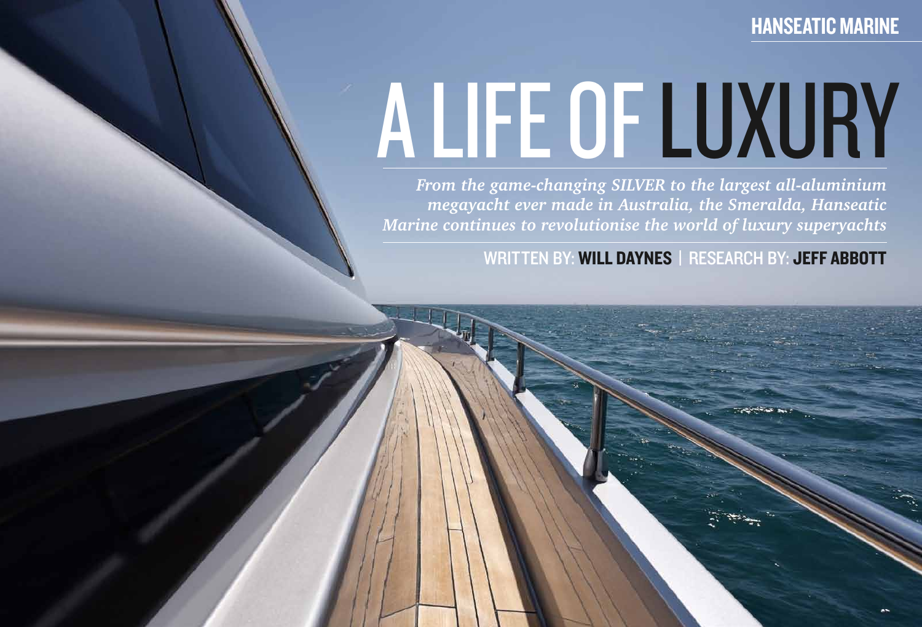HANSEATIC MARINE

# A LIFE OF LUXURY

*From the game-changing SILVER to the largest all-aluminium megayacht ever made in Australia, the Smeralda, Hanseatic Marine continues to revolutionise the world of luxury superyachts*

WRITTEN BY: **WILL DAYNES** | RESEARCH BY: **JEFF ABBOTT**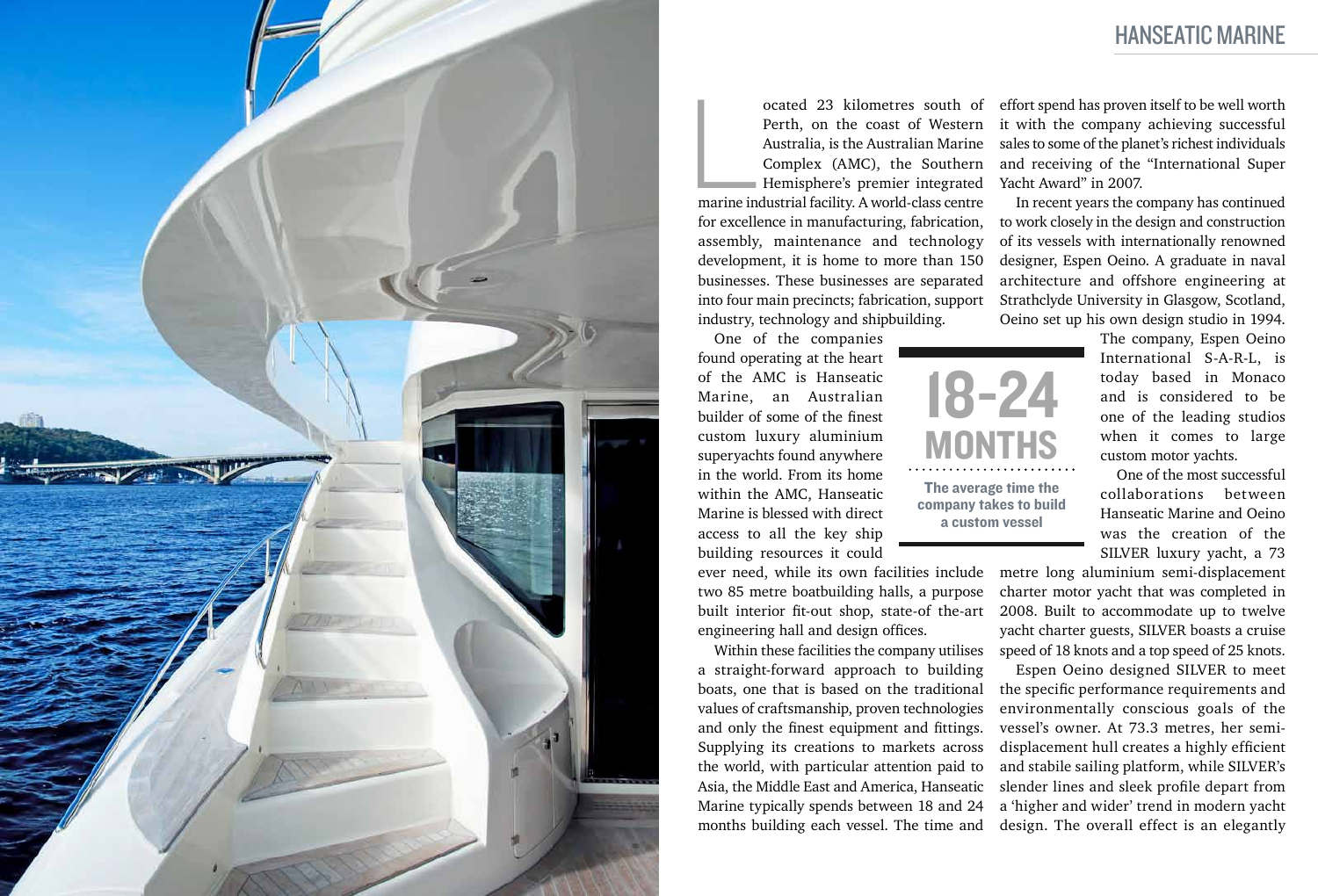Located 23 kilometres south of Perth, on the coast of Western Australia, is the Australian Marine Complex (AMC), the Southern Hemisphere's premier integrated marine industrial facility. A world-class centre for excellence in manufacturing, fabrication, assembly, maintenance and technology development, it is home to more than 150 businesses. These businesses are separated into four main precincts; fabrication, support industry, technology and shipbuilding.

One of the companies found operating at the heart of the AMC is Hanseatic Marine, an Australian builder of some of the finest custom luxury aluminium superyachts found anywhere in the world. From its home within the AMC, Hanseatic Marine is blessed with direct access to all the key ship building resources it could ever need, while its own facilities include two 85 metre boatbuilding halls, a purpose built interior fit-out shop, state-of the-art engineering hall and design offices.

Within these facilities the company utilises a straight-forward approach to building boats, one that is based on the traditional values of craftsmanship, proven technologies and only the finest equipment and fittings. Supplying its creations to markets across the world, with particular attention paid to Asia, the Middle East and America, Hanseatic Marine typically spends between 18 and 24 months building each vessel. The time and effort spend has proven itself to be well worth it with the company achieving successful sales to some of the planet's richest individuals and receiving of the "International Super Yacht Award" in 2007.

**18-24 MONTHS**

**The average time the company takes to build a custom vessel**

In recent years the company has continued to work closely in the design and construction of its vessels with internationally renowned designer, Espen Oeino. A graduate in naval architecture and offshore engineering at Strathclyde University in Glasgow, Scotland, Oeino set up his own design studio in 1994. The company, Espen Oeino International S-A-R-L, is today based in Monaco and is considered to be one of the leading studios when it comes to large custom motor yachts.

One of the most successful collaborations between Hanseatic Marine and Oeino was the creation of the SILVER luxury yacht, a 73 metre long aluminium semi-displacement charter motor yacht that was completed in 2008. Built to accommodate up to twelve yacht charter guests, SILVER boasts a cruise speed of 18 knots and a top speed of 25 knots.

Espen Oeino designed SILVER to meet the specific performance requirements and environmentally conscious goals of the vessel's owner. At 73.3 metres, her semi-displacement hull creates a highly efficient and stabile sailing platform, while SILVER'S slender lines and sleek profile depart from a 'higher and wider' trend in modern yacht design. The overall effect is an elegantly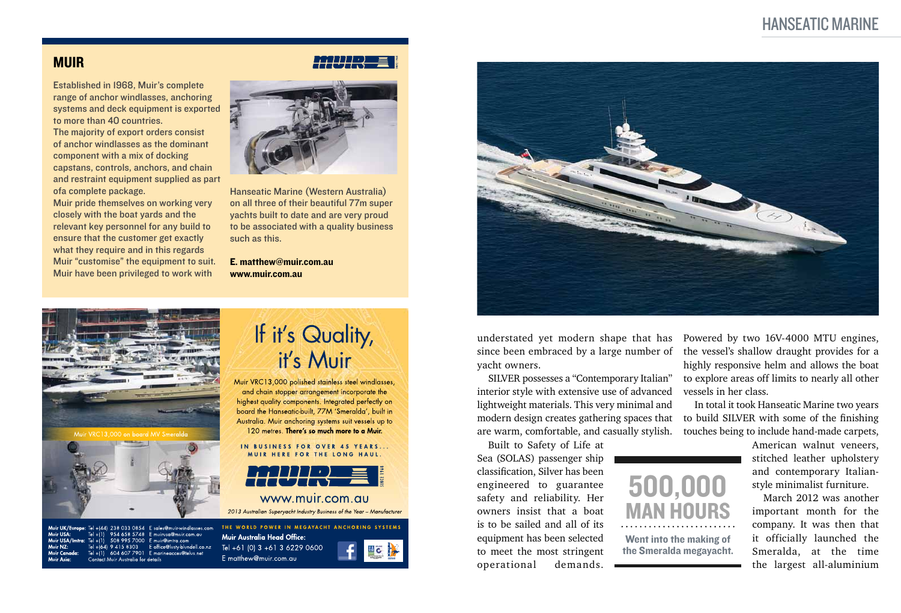## MUIR

Established in 1968, Muir's complete range of anchor windlasses, anchoring systems and deck equipment is exported to more than 40 countries.

The majority of export orders consist of anchor windlasses as the dominant component with a mix of docking capstans, controls, anchors, and chain and restraint equipment supplied as part ofa complete package.

Muir pride themselves on working very closely with the boat yards and the relevant key personnel for any build to ensure that the customer get exactly what they require and in this regards Muir "customise" the equipment to suit. Muir have been privileged to work with Hanseatic Marine (Western Australia) on all three of their beautiful 77m super yachts built to date and are very proud to be associated with a quality business such as this.

**E. matthew@muir.com.au**
**www.muir.com.au**

# If it's Quality, it's Muir

Muir VRC13,000 on board MV Smeralda

Muir VRC13,000 polished stainless steel windlasses, and chain stopper arrangement incorporate the highest quality components. Integrated perfectly on board the Hanseatic-built, 77M 'Smeralda', built in Australia. Muir anchoring systems suit vessels up to 120 metres. **There's so much more to a Muir.**

IN BUSINESS FOR OVER 45 YEARS... MUIR HERE FOR THE LONG HAUL.

www.muir.com.au

*2013 Australian Superyacht Industry Business of the Year – Manufacturer*

Muir UK/Europe: Tel +(44) 238 033 0854 E sales@muir-windlasses.com
Muir USA: Tel +(1) 954 658 5748 E muirusa@muir.com.au
Muir USA/Imtra: Tel +(1) 508 995 7000 E muir@imtra.com
Muir NZ: Tel +(64) 9 415 8303 E office@lusty-blundell.co.nz
Muir Canada: Tel +(1) 604 607 7901 E marineaccess@telus.net
Muir Asia: Contact Muir Australia for details

THE WORLD POWER IN MEGAYACHT ANCHORING SYSTEMS

**Muir Australia Head Office:**
Tel +61 (0) 3 +61 3 6229 0600
E matthew@muir.com.au

understated yet modern shape that has since been embraced by a large number of yacht owners.

SILVER possesses a "Contemporary Italian" interior style with extensive use of advanced lightweight materials. This very minimal and modern design creates gathering spaces that are warm, comfortable, and casually stylish.

Built to Safety of Life at Sea (SOLAS) passenger ship classification, Silver has been engineered to guarantee safety and reliability. Her owners insist that a boat is to be sailed and all of its equipment has been selected to meet the most stringent operational demands.

Powered by two 16V-4000 MTU engines, the vessel's shallow draught provides for a highly responsive helm and allows the boat to explore areas off limits to nearly all other vessels in her class.

In total it took Hanseatic Marine two years to build SILVER with some of the finishing touches being to include hand-made carpets, American walnut veneers, stitched leather upholstery and contemporary Italian-style minimalist furniture.

March 2012 was another important month for the company. It was then that it officially launched the Smeralda, at the time the largest all-aluminium

**500,000 MAN HOURS**

**Went into the making of the Smeralda megayacht.**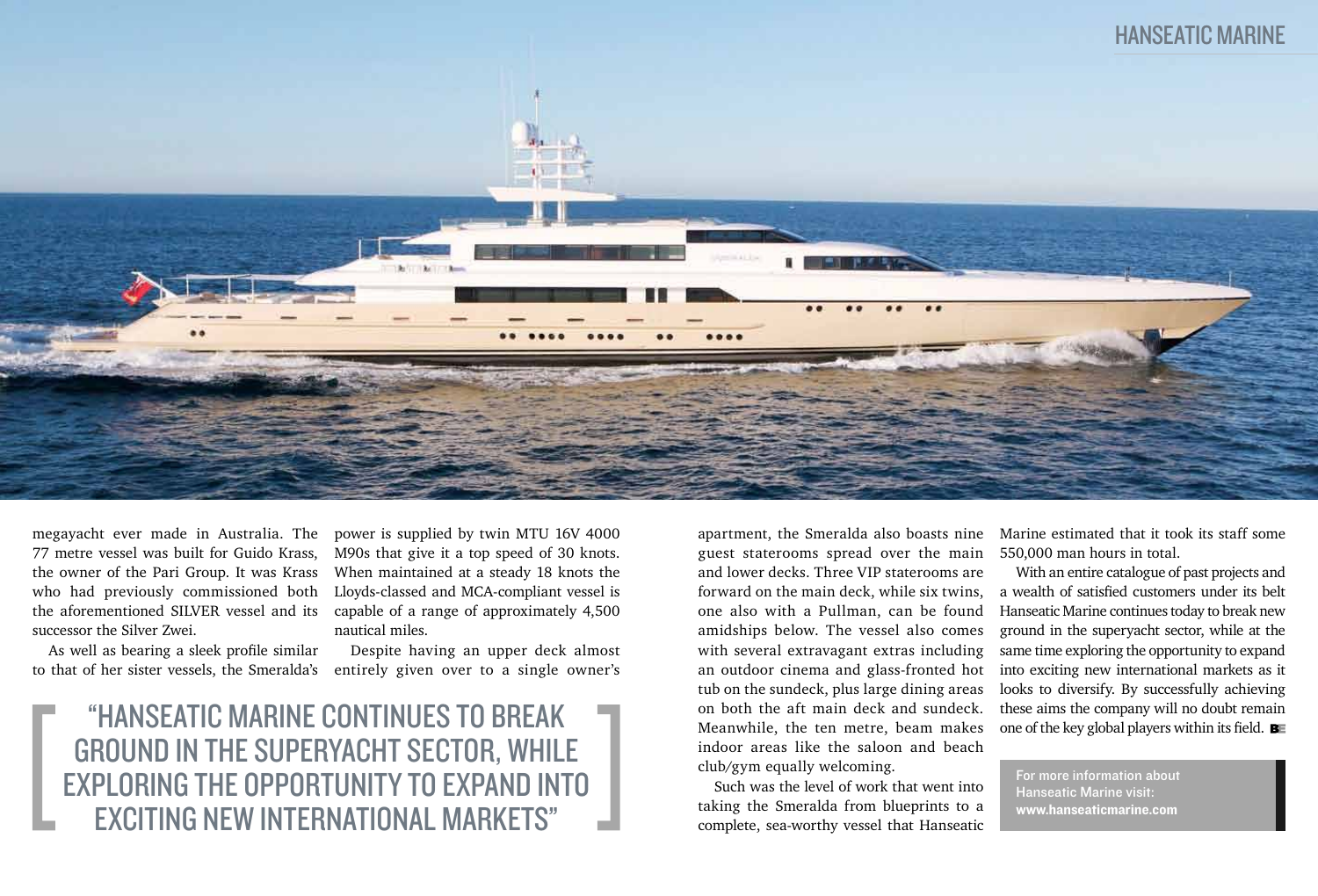megayacht ever made in Australia. The 77 metre vessel was built for Guido Krass, the owner of the Pari Group. It was Krass who had previously commissioned both the aforementioned SILVER vessel and its successor the Silver Zwei.

As well as bearing a sleek profile similar to that of her sister vessels, the Smeralda's power is supplied by twin MTU 16V 4000 M90s that give it a top speed of 30 knots. When maintained at a steady 18 knots the Lloyds-classed and MCA-compliant vessel is capable of a range of approximately 4,500 nautical miles.

Despite having an upper deck almost entirely given over to a single owner's apartment, the Smeralda also boasts nine guest staterooms spread over the main and lower decks. Three VIP staterooms are forward on the main deck, while six twins, one also with a Pullman, can be found amidships below. The vessel also comes with several extravagant extras including an outdoor cinema and glass-fronted hot tub on the sundeck, plus large dining areas on both the aft main deck and sundeck. Meanwhile, the ten metre, beam makes indoor areas like the saloon and beach club/gym equally welcoming.

Such was the level of work that went into taking the Smeralda from blueprints to a complete, sea-worthy vessel that Hanseatic Marine estimated that it took its staff some 550,000 man hours in total.

With an entire catalogue of past projects and a wealth of satisfied customers under its belt Hanseatic Marine continues today to break new ground in the superyacht sector, while at the same time exploring the opportunity to expand into exciting new international markets as it looks to diversify. By successfully achieving these aims the company will no doubt remain one of the key global players within its field.

> "HANSEATIC MARINE CONTINUES TO BREAK GROUND IN THE SUPERYACHT SECTOR, WHILE EXPLORING THE OPPORTUNITY TO EXPAND INTO EXCITING NEW INTERNATIONAL MARKETS"

**For more information about Hanseatic Marine visit: www.hanseaticmarine.com**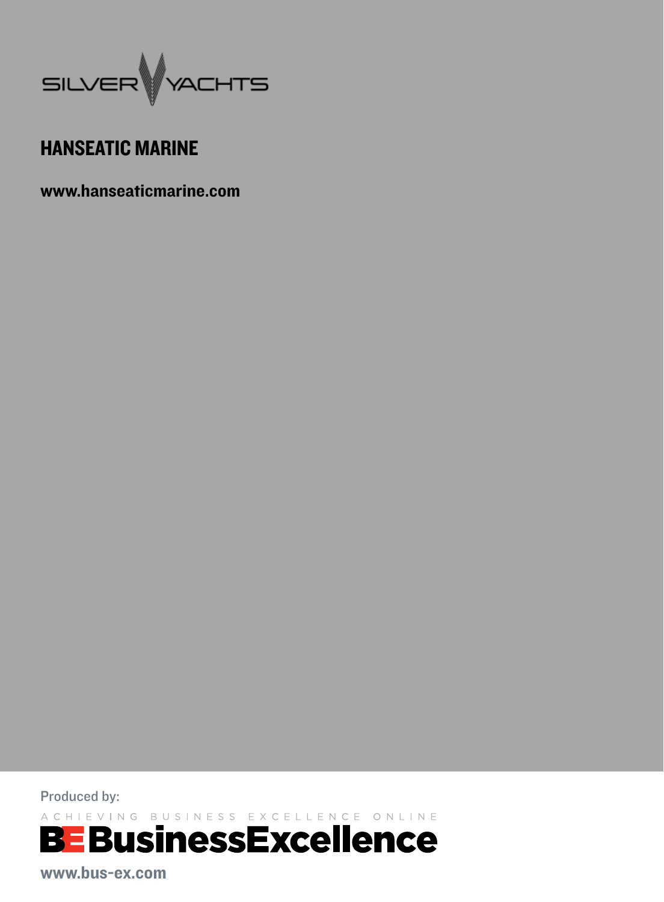SILVER YACHTS

## HANSEATIC MARINE

**www.hanseaticmarine.com**

Produced by:

ACHIEVING BUSINESS EXCELLENCE ONLINE

BE BusinessExcellence

**www.bus-ex.com**